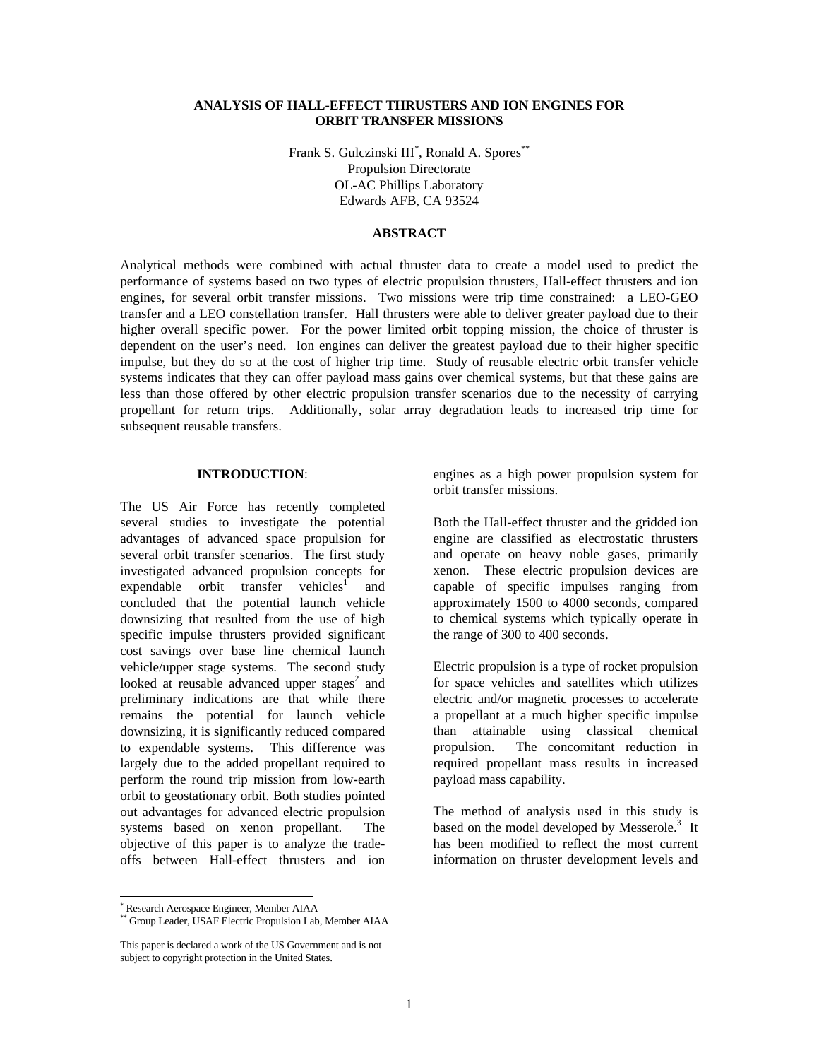# ANALYSIS OF HALL-EFFECT THRUSTERS AND ION ENGINES FOR ORBIT TRANSFER MISSIONS

Frank S. Gulczinski III*, Ronald A. Spores**
Propulsion Directorate
OL-AC Phillips Laboratory
Edwards AFB, CA 93524

## ABSTRACT

Analytical methods were combined with actual thruster data to create a model used to predict the performance of systems based on two types of electric propulsion thrusters, Hall-effect thrusters and ion engines, for several orbit transfer missions. Two missions were trip time constrained: a LEO-GEO transfer and a LEO constellation transfer. Hall thrusters were able to deliver greater payload due to their higher overall specific power. For the power limited orbit topping mission, the choice of thruster is dependent on the user's need. Ion engines can deliver the greatest payload due to their higher specific impulse, but they do so at the cost of higher trip time. Study of reusable electric orbit transfer vehicle systems indicates that they can offer payload mass gains over chemical systems, but that these gains are less than those offered by other electric propulsion transfer scenarios due to the necessity of carrying propellant for return trips. Additionally, solar array degradation leads to increased trip time for subsequent reusable transfers.

## INTRODUCTION:

The US Air Force has recently completed several studies to investigate the potential advantages of advanced space propulsion for several orbit transfer scenarios. The first study investigated advanced propulsion concepts for expendable orbit transfer vehicles[1] and concluded that the potential launch vehicle downsizing that resulted from the use of high specific impulse thrusters provided significant cost savings over base line chemical launch vehicle/upper stage systems. The second study looked at reusable advanced upper stages[2] and preliminary indications are that while there remains the potential for launch vehicle downsizing, it is significantly reduced compared to expendable systems. This difference was largely due to the added propellant required to perform the round trip mission from low-earth orbit to geostationary orbit. Both studies pointed out advantages for advanced electric propulsion systems based on xenon propellant. The objective of this paper is to analyze the trade-offs between Hall-effect thrusters and ion engines as a high power propulsion system for orbit transfer missions.

Both the Hall-effect thruster and the gridded ion engine are classified as electrostatic thrusters and operate on heavy noble gases, primarily xenon. These electric propulsion devices are capable of specific impulses ranging from approximately 1500 to 4000 seconds, compared to chemical systems which typically operate in the range of 300 to 400 seconds.

Electric propulsion is a type of rocket propulsion for space vehicles and satellites which utilizes electric and/or magnetic processes to accelerate a propellant at a much higher specific impulse than attainable using classical chemical propulsion. The concomitant reduction in required propellant mass results in increased payload mass capability.

The method of analysis used in this study is based on the model developed by Messerole.[3] It has been modified to reflect the most current information on thruster development levels and

---

* Research Aerospace Engineer, Member AIAA
** Group Leader, USAF Electric Propulsion Lab, Member AIAA

This paper is declared a work of the US Government and is not subject to copyright protection in the United States.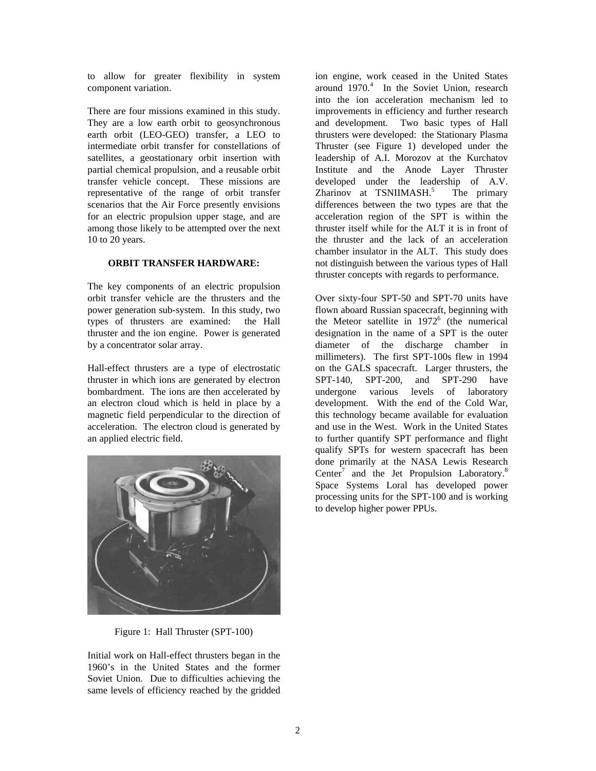to allow for greater flexibility in system component variation.

There are four missions examined in this study. They are a low earth orbit to geosynchronous earth orbit (LEO-GEO) transfer, a LEO to intermediate orbit transfer for constellations of satellites, a geostationary orbit insertion with partial chemical propulsion, and a reusable orbit transfer vehicle concept. These missions are representative of the range of orbit transfer scenarios that the Air Force presently envisions for an electric propulsion upper stage, and are among those likely to be attempted over the next 10 to 20 years.

## ORBIT TRANSFER HARDWARE:

The key components of an electric propulsion orbit transfer vehicle are the thrusters and the power generation sub-system. In this study, two types of thrusters are examined: the Hall thruster and the ion engine. Power is generated by a concentrator solar array.

Hall-effect thrusters are a type of electrostatic thruster in which ions are generated by electron bombardment. The ions are then accelerated by an electron cloud which is held in place by a magnetic field perpendicular to the direction of acceleration. The electron cloud is generated by an applied electric field.

Figure 1: Hall Thruster (SPT-100)

Initial work on Hall-effect thrusters began in the 1960's in the United States and the former Soviet Union. Due to difficulties achieving the same levels of efficiency reached by the gridded ion engine, work ceased in the United States around 1970.[4] In the Soviet Union, research into the ion acceleration mechanism led to improvements in efficiency and further research and development. Two basic types of Hall thrusters were developed: the Stationary Plasma Thruster (see Figure 1) developed under the leadership of A.I. Morozov at the Kurchatov Institute and the Anode Layer Thruster developed under the leadership of A.V. Zharinov at TSNIIMASH.[5] The primary differences between the two types are that the acceleration region of the SPT is within the thruster itself while for the ALT it is in front of the thruster and the lack of an acceleration chamber insulator in the ALT. This study does not distinguish between the various types of Hall thruster concepts with regards to performance.

Over sixty-four SPT-50 and SPT-70 units have flown aboard Russian spacecraft, beginning with the Meteor satellite in 1972[6] (the numerical designation in the name of a SPT is the outer diameter of the discharge chamber in millimeters). The first SPT-100s flew in 1994 on the GALS spacecraft. Larger thrusters, the SPT-140, SPT-200, and SPT-290 have undergone various levels of laboratory development. With the end of the Cold War, this technology became available for evaluation and use in the West. Work in the United States to further quantify SPT performance and flight qualify SPTs for western spacecraft has been done primarily at the NASA Lewis Research Center[7] and the Jet Propulsion Laboratory.[8] Space Systems Loral has developed power processing units for the SPT-100 and is working to develop higher power PPUs.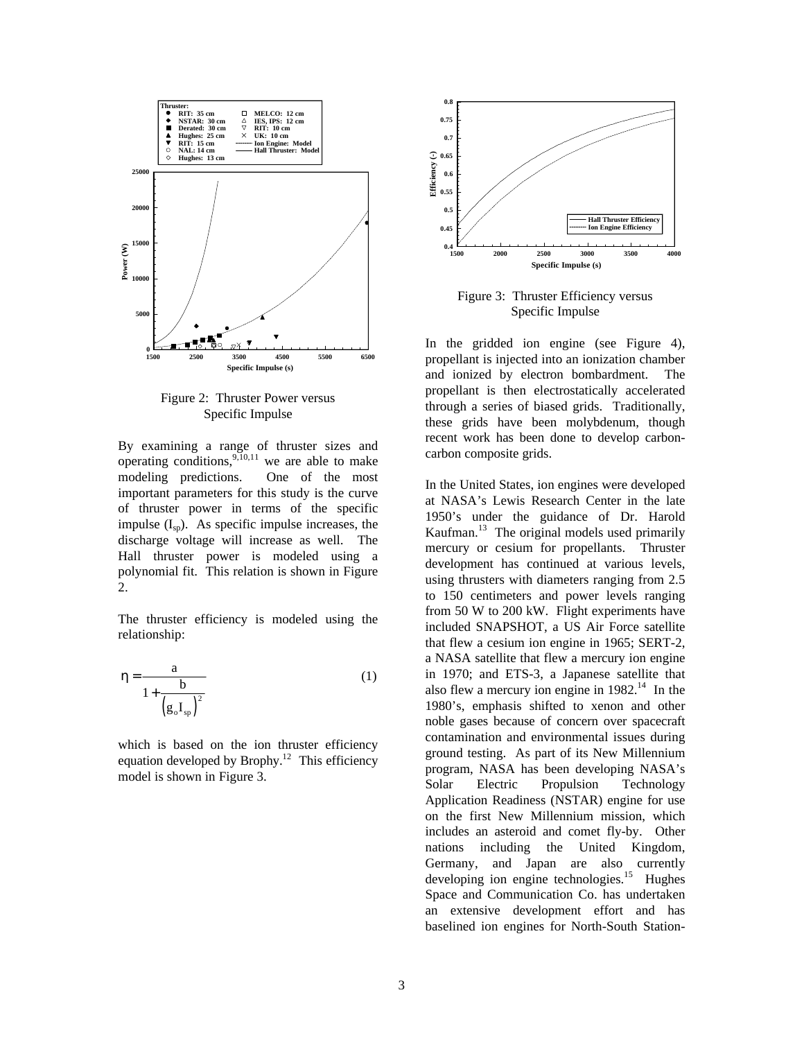Figure 2: Thruster Power versus Specific Impulse

By examining a range of thruster sizes and operating conditions,[9,10,11] we are able to make modeling predictions. One of the most important parameters for this study is the curve of thruster power in terms of the specific impulse ($I_{sp}$). As specific impulse increases, the discharge voltage will increase as well. The Hall thruster power is modeled using a polynomial fit. This relation is shown in Figure 2.

The thruster efficiency is modeled using the relationship:

$$\eta = \frac{a}{1 + \frac{b}{\left(g_o I_{sp}\right)^2}} \tag{1}$$

which is based on the ion thruster efficiency equation developed by Brophy.[12] This efficiency model is shown in Figure 3.

Figure 3: Thruster Efficiency versus Specific Impulse

In the gridded ion engine (see Figure 4), propellant is injected into an ionization chamber and ionized by electron bombardment. The propellant is then electrostatically accelerated through a series of biased grids. Traditionally, these grids have been molybdenum, though recent work has been done to develop carbon-carbon composite grids.

In the United States, ion engines were developed at NASA's Lewis Research Center in the late 1950's under the guidance of Dr. Harold Kaufman.[13] The original models used primarily mercury or cesium for propellants. Thruster development has continued at various levels, using thrusters with diameters ranging from 2.5 to 150 centimeters and power levels ranging from 50 W to 200 kW. Flight experiments have included SNAPSHOT, a US Air Force satellite that flew a cesium ion engine in 1965; SERT-2, a NASA satellite that flew a mercury ion engine in 1970; and ETS-3, a Japanese satellite that also flew a mercury ion engine in 1982.[14] In the 1980's, emphasis shifted to xenon and other noble gases because of concern over spacecraft contamination and environmental issues during ground testing. As part of its New Millennium program, NASA has been developing NASA's Solar Electric Propulsion Technology Application Readiness (NSTAR) engine for use on the first New Millennium mission, which includes an asteroid and comet fly-by. Other nations including the United Kingdom, Germany, and Japan are also currently developing ion engine technologies.[15] Hughes Space and Communication Co. has undertaken an extensive development effort and has baselined ion engines for North-South Station-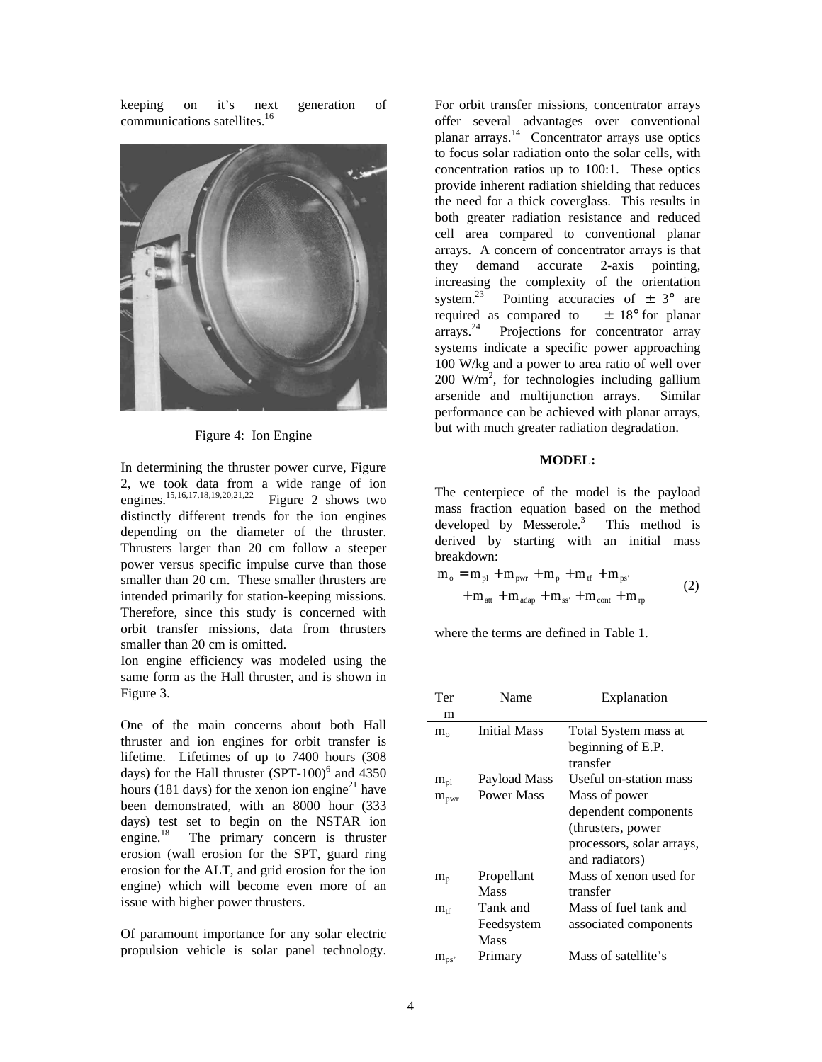keeping on it's next generation of communications satellites.[16]

Figure 4: Ion Engine

In determining the thruster power curve, Figure 2, we took data from a wide range of ion engines.[15,16,17,18,19,20,21,22] Figure 2 shows two distinctly different trends for the ion engines depending on the diameter of the thruster. Thrusters larger than 20 cm follow a steeper power versus specific impulse curve than those smaller than 20 cm. These smaller thrusters are intended primarily for station-keeping missions. Therefore, since this study is concerned with orbit transfer missions, data from thrusters smaller than 20 cm is omitted.

Ion engine efficiency was modeled using the same form as the Hall thruster, and is shown in Figure 3.

One of the main concerns about both Hall thruster and ion engines for orbit transfer is lifetime. Lifetimes of up to 7400 hours (308 days) for the Hall thruster (SPT-100)[6] and 4350 hours (181 days) for the xenon ion engine[21] have been demonstrated, with an 8000 hour (333 days) test set to begin on the NSTAR ion engine.[18] The primary concern is thruster erosion (wall erosion for the SPT, guard ring erosion for the ALT, and grid erosion for the ion engine) which will become even more of an issue with higher power thrusters.

Of paramount importance for any solar electric propulsion vehicle is solar panel technology. For orbit transfer missions, concentrator arrays offer several advantages over conventional planar arrays.[14] Concentrator arrays use optics to focus solar radiation onto the solar cells, with concentration ratios up to 100:1. These optics provide inherent radiation shielding that reduces the need for a thick coverglass. This results in both greater radiation resistance and reduced cell area compared to conventional planar arrays. A concern of concentrator arrays is that they demand accurate 2-axis pointing, increasing the complexity of the orientation system.[23] Pointing accuracies of $\pm 3°$ are required as compared to $\pm 18°$ for planar arrays.[24] Projections for concentrator array systems indicate a specific power approaching 100 W/kg and a power to area ratio of well over 200 W/m$^2$, for technologies including gallium arsenide and multijunction arrays. Similar performance can be achieved with planar arrays, but with much greater radiation degradation.

**MODEL:**

The centerpiece of the model is the payload mass fraction equation based on the method developed by Messerole.[3] This method is derived by starting with an initial mass breakdown:

$$m_o = m_{pl} + m_{pwr} + m_p + m_{tf} + m_{ps'} + m_{att} + m_{adap} + m_{ss'} + m_{cont} + m_{rp} \tag{2}$$

where the terms are defined in Table 1.

| Term | Name | Explanation |
|---|---|---|
| $m_o$ | Initial Mass | Total System mass at beginning of E.P. transfer |
| $m_{pl}$ | Payload Mass | Useful on-station mass |
| $m_{pwr}$ | Power Mass | Mass of power dependent components (thrusters, power processors, solar arrays, and radiators) |
| $m_p$ | Propellant Mass | Mass of xenon used for transfer |
| $m_{tf}$ | Tank and Feedsystem Mass | Mass of fuel tank and associated components |
| $m_{ps'}$ | Primary | Mass of satellite's |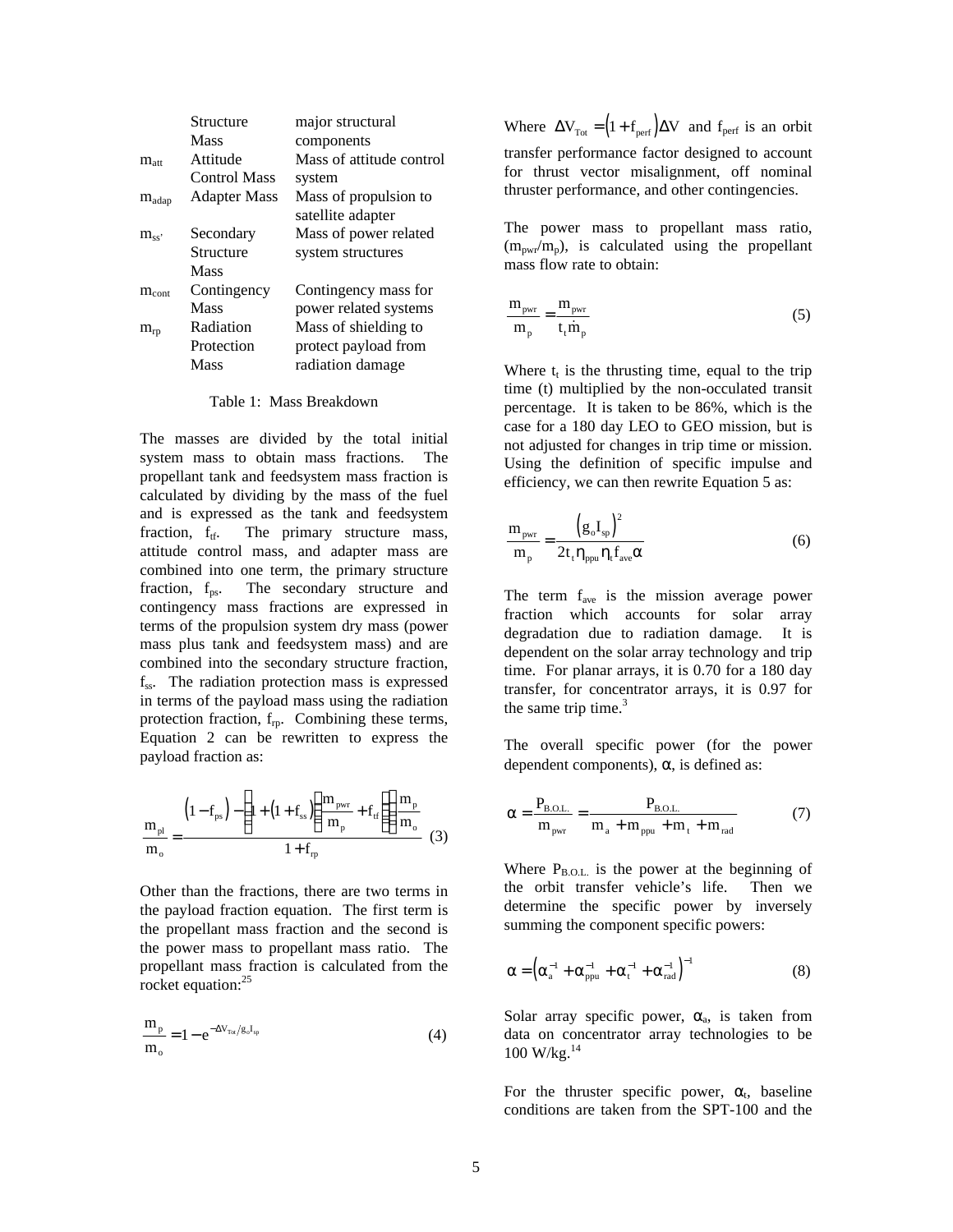| | | |
|---|---|---|
| | Structure Mass | major structural components |
| $m_{att}$ | Attitude Control Mass | Mass of attitude control system |
| $m_{adap}$ | Adapter Mass | Mass of propulsion to satellite adapter |
| $m_{ss'}$ | Secondary Structure Mass | Mass of power related system structures |
| $m_{cont}$ | Contingency Mass | Contingency mass for power related systems |
| $m_{rp}$ | Radiation Protection Mass | Mass of shielding to protect payload from radiation damage |

Table 1: Mass Breakdown

The masses are divided by the total initial system mass to obtain mass fractions. The propellant tank and feedsystem mass fraction is calculated by dividing by the mass of the fuel and is expressed as the tank and feedsystem fraction, $f_{tf}$. The primary structure mass, attitude control mass, and adapter mass are combined into one term, the primary structure fraction, $f_{ps}$. The secondary structure and contingency mass fractions are expressed in terms of the propulsion system dry mass (power mass plus tank and feedsystem mass) and are combined into the secondary structure fraction, $f_{ss}$. The radiation protection mass is expressed in terms of the payload mass using the radiation protection fraction, $f_{rp}$. Combining these terms, Equation 2 can be rewritten to express the payload fraction as:

$$\frac{m_{pl}}{m_o} = \frac{\left(1 - f_{ps}\right) - \left[1 + \left(1 + f_{ss}\right)\left(\frac{m_{pwr}}{m_p} + f_{tf}\right)\right]\left(\frac{m_p}{m_o}\right)}{1 + f_{rp}} \quad (3)$$

Other than the fractions, there are two terms in the payload fraction equation. The first term is the propellant mass fraction and the second is the power mass to propellant mass ratio. The propellant mass fraction is calculated from the rocket equation:[25]

$$\frac{m_p}{m_o} = 1 - e^{-\Delta V_{Tot}/g_o I_{sp}} \quad (4)$$

Where $\Delta V_{Tot} = \left(1 + f_{perf}\right)\Delta V$ and $f_{perf}$ is an orbit transfer performance factor designed to account for thrust vector misalignment, off nominal thruster performance, and other contingencies.

The power mass to propellant mass ratio, $(m_{pwr}/m_p)$, is calculated using the propellant mass flow rate to obtain:

$$\frac{m_{pwr}}{m_p} = \frac{m_{pwr}}{t_t \dot{m}_p} \quad (5)$$

Where $t_t$ is the thrusting time, equal to the trip time (t) multiplied by the non-occulated transit percentage. It is taken to be 86%, which is the case for a 180 day LEO to GEO mission, but is not adjusted for changes in trip time or mission. Using the definition of specific impulse and efficiency, we can then rewrite Equation 5 as:

$$\frac{m_{pwr}}{m_p} = \frac{\left(g_o I_{sp}\right)^2}{2 t_t \eta_{ppu} \eta_t f_{ave} \alpha} \quad (6)$$

The term $f_{ave}$ is the mission average power fraction which accounts for solar array degradation due to radiation damage. It is dependent on the solar array technology and trip time. For planar arrays, it is 0.70 for a 180 day transfer, for concentrator arrays, it is 0.97 for the same trip time.[3]

The overall specific power (for the power dependent components), $\alpha$, is defined as:

$$\alpha = \frac{P_{B.O.L.}}{m_{pwr}} = \frac{P_{B.O.L.}}{m_a + m_{ppu} + m_t + m_{rad}} \quad (7)$$

Where $P_{B.O.L.}$ is the power at the beginning of the orbit transfer vehicle's life. Then we determine the specific power by inversely summing the component specific powers:

$$\alpha = \left(\alpha_a^{-1} + \alpha_{ppu}^{-1} + \alpha_t^{-1} + \alpha_{rad}^{-1}\right)^{-1} \quad (8)$$

Solar array specific power, $\alpha_a$, is taken from data on concentrator array technologies to be 100 W/kg.[14]

For the thruster specific power, $\alpha_t$, baseline conditions are taken from the SPT-100 and the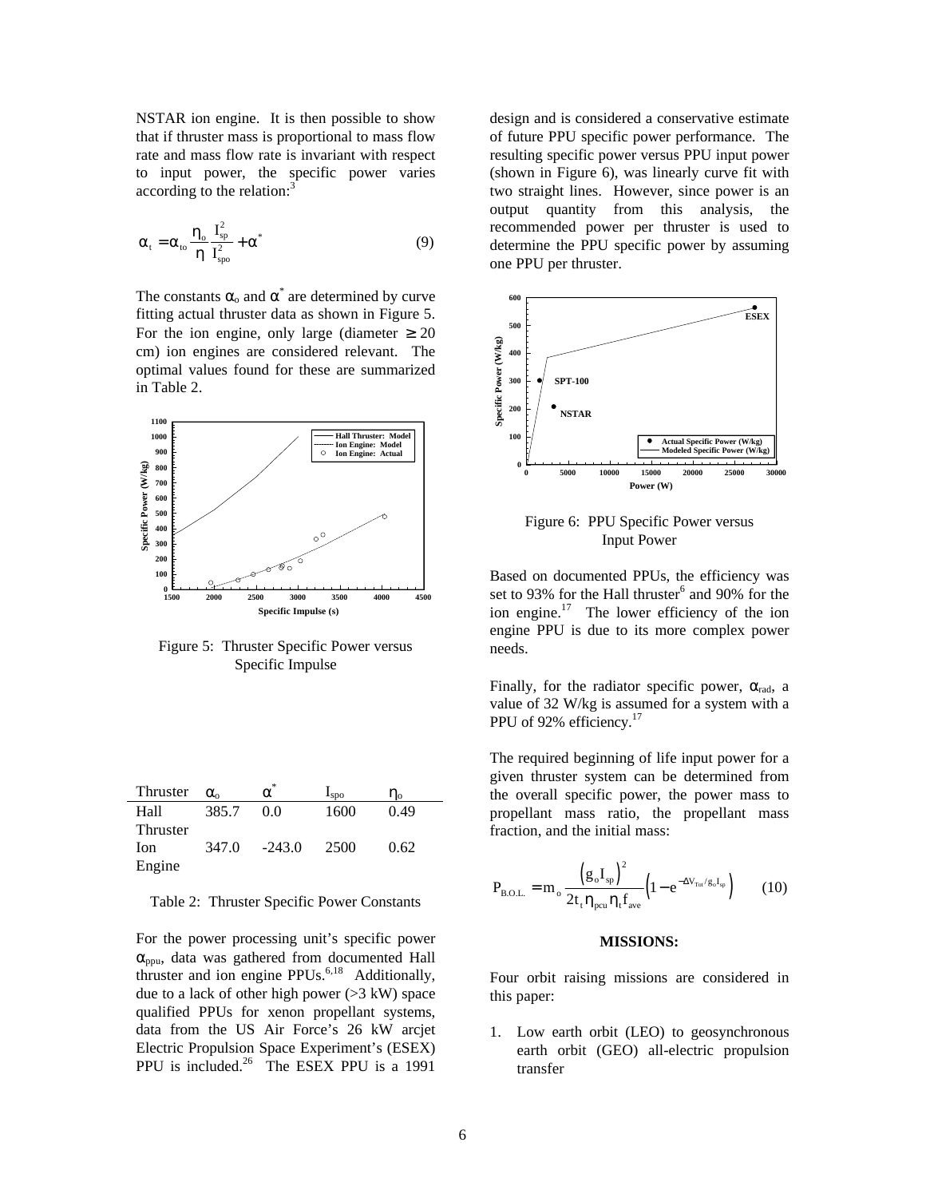NSTAR ion engine. It is then possible to show that if thruster mass is proportional to mass flow rate and mass flow rate is invariant with respect to input power, the specific power varies according to the relation:[3]

$$\alpha_t = \alpha_{to} \frac{\eta_o}{\eta} \frac{I_{sp}^2}{I_{spo}^2} + \alpha^* \qquad (9)$$

The constants $\alpha_o$ and $\alpha^*$ are determined by curve fitting actual thruster data as shown in Figure 5. For the ion engine, only large (diameter $\geq$ 20 cm) ion engines are considered relevant. The optimal values found for these are summarized in Table 2.

Figure 5: Thruster Specific Power versus Specific Impulse

| Thruster | $\alpha_o$ | $\alpha^*$ | $I_{spo}$ | $\eta_o$ |
|---|---|---|---|---|
| Hall Thruster | 385.7 | 0.0 | 1600 | 0.49 |
| Ion Engine | 347.0 | -243.0 | 2500 | 0.62 |

Table 2: Thruster Specific Power Constants

For the power processing unit's specific power $\alpha_{ppu}$, data was gathered from documented Hall thruster and ion engine PPUs.[6,18] Additionally, due to a lack of other high power (>3 kW) space qualified PPUs for xenon propellant systems, data from the US Air Force's 26 kW arcjet Electric Propulsion Space Experiment's (ESEX) PPU is included.[26] The ESEX PPU is a 1991 design and is considered a conservative estimate of future PPU specific power performance. The resulting specific power versus PPU input power (shown in Figure 6), was linearly curve fit with two straight lines. However, since power is an output quantity from this analysis, the recommended power per thruster is used to determine the PPU specific power by assuming one PPU per thruster.

Figure 6: PPU Specific Power versus Input Power

Based on documented PPUs, the efficiency was set to 93% for the Hall thruster[6] and 90% for the ion engine.[17] The lower efficiency of the ion engine PPU is due to its more complex power needs.

Finally, for the radiator specific power, $\alpha_{rad}$, a value of 32 W/kg is assumed for a system with a PPU of 92% efficiency.[17]

The required beginning of life input power for a given thruster system can be determined from the overall specific power, the power mass to propellant mass ratio, the propellant mass fraction, and the initial mass:

$$P_{B.O.L.} = m_o \frac{\left(g_o I_{sp}\right)^2}{2 t_t \eta_{pcu} \eta_t f_{ave}} \left(1 - e^{-\Delta V_{Tot}/g_o I_{sp}}\right) \qquad (10)$$

## MISSIONS:

Four orbit raising missions are considered in this paper:

1. Low earth orbit (LEO) to geosynchronous earth orbit (GEO) all-electric propulsion transfer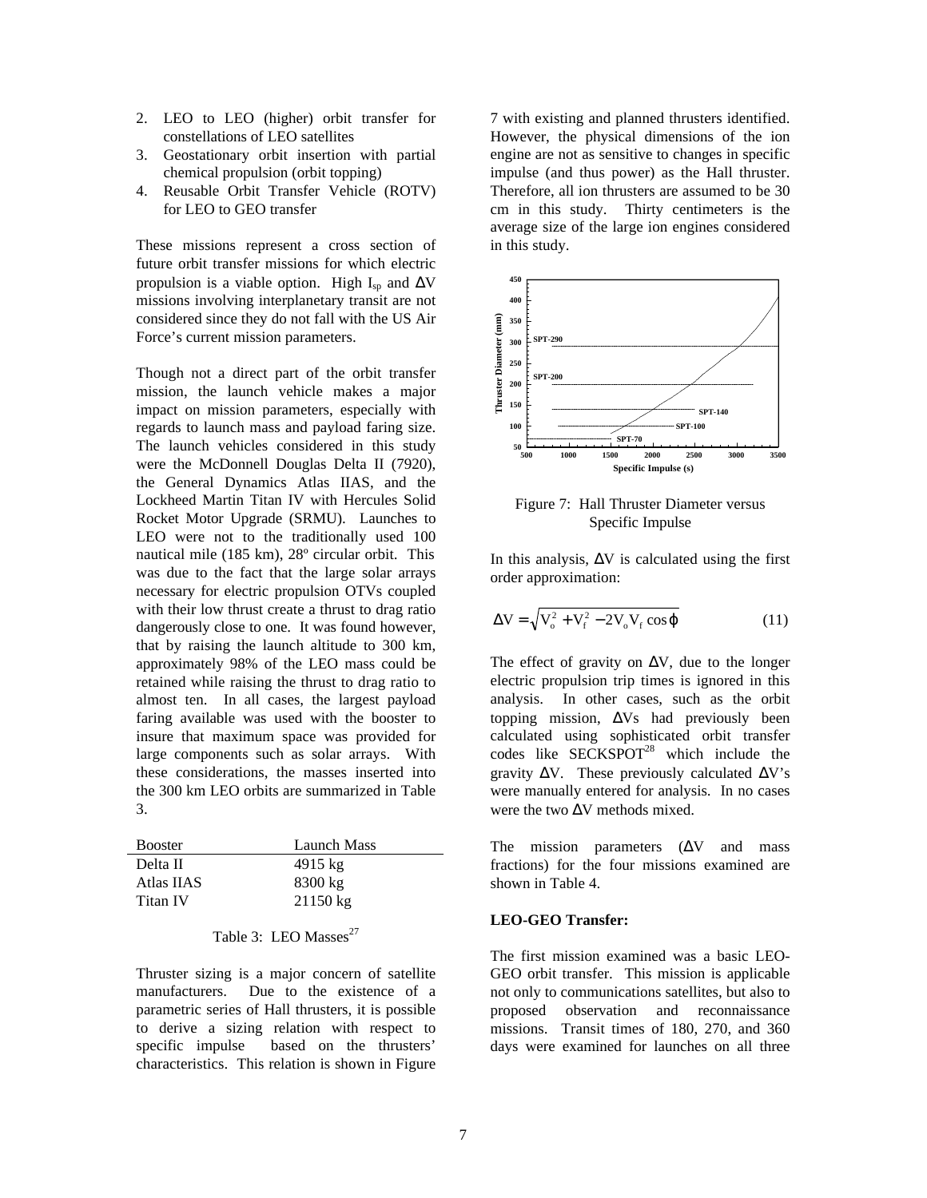2. LEO to LEO (higher) orbit transfer for constellations of LEO satellites
3. Geostationary orbit insertion with partial chemical propulsion (orbit topping)
4. Reusable Orbit Transfer Vehicle (ROTV) for LEO to GEO transfer

These missions represent a cross section of future orbit transfer missions for which electric propulsion is a viable option. High $I_{sp}$ and ΔV missions involving interplanetary transit are not considered since they do not fall with the US Air Force's current mission parameters.

Though not a direct part of the orbit transfer mission, the launch vehicle makes a major impact on mission parameters, especially with regards to launch mass and payload faring size. The launch vehicles considered in this study were the McDonnell Douglas Delta II (7920), the General Dynamics Atlas IIAS, and the Lockheed Martin Titan IV with Hercules Solid Rocket Motor Upgrade (SRMU). Launches to LEO were not to the traditionally used 100 nautical mile (185 km), 28º circular orbit. This was due to the fact that the large solar arrays necessary for electric propulsion OTVs coupled with their low thrust create a thrust to drag ratio dangerously close to one. It was found however, that by raising the launch altitude to 300 km, approximately 98% of the LEO mass could be retained while raising the thrust to drag ratio to almost ten. In all cases, the largest payload faring available was used with the booster to insure that maximum space was provided for large components such as solar arrays. With these considerations, the masses inserted into the 300 km LEO orbits are summarized in Table 3.

| Booster | Launch Mass |
|---|---|
| Delta II | 4915 kg |
| Atlas IIAS | 8300 kg |
| Titan IV | 21150 kg |

Table 3: LEO Masses[27]

Thruster sizing is a major concern of satellite manufacturers. Due to the existence of a parametric series of Hall thrusters, it is possible to derive a sizing relation with respect to specific impulse based on the thrusters' characteristics. This relation is shown in Figure 7 with existing and planned thrusters identified. However, the physical dimensions of the ion engine are not as sensitive to changes in specific impulse (and thus power) as the Hall thruster. Therefore, all ion thrusters are assumed to be 30 cm in this study. Thirty centimeters is the average size of the large ion engines considered in this study.

Figure 7: Hall Thruster Diameter versus Specific Impulse

In this analysis, ΔV is calculated using the first order approximation:

$$\Delta V = \sqrt{V_o^2 + V_f^2 - 2V_o V_f \cos\varphi} \qquad (11)$$

The effect of gravity on ΔV, due to the longer electric propulsion trip times is ignored in this analysis. In other cases, such as the orbit topping mission, ΔVs had previously been calculated using sophisticated orbit transfer codes like SECKSPOT[28] which include the gravity ΔV. These previously calculated ΔV's were manually entered for analysis. In no cases were the two ΔV methods mixed.

The mission parameters (ΔV and mass fractions) for the four missions examined are shown in Table 4.

**LEO-GEO Transfer:**

The first mission examined was a basic LEO-GEO orbit transfer. This mission is applicable not only to communications satellites, but also to proposed observation and reconnaissance missions. Transit times of 180, 270, and 360 days were examined for launches on all three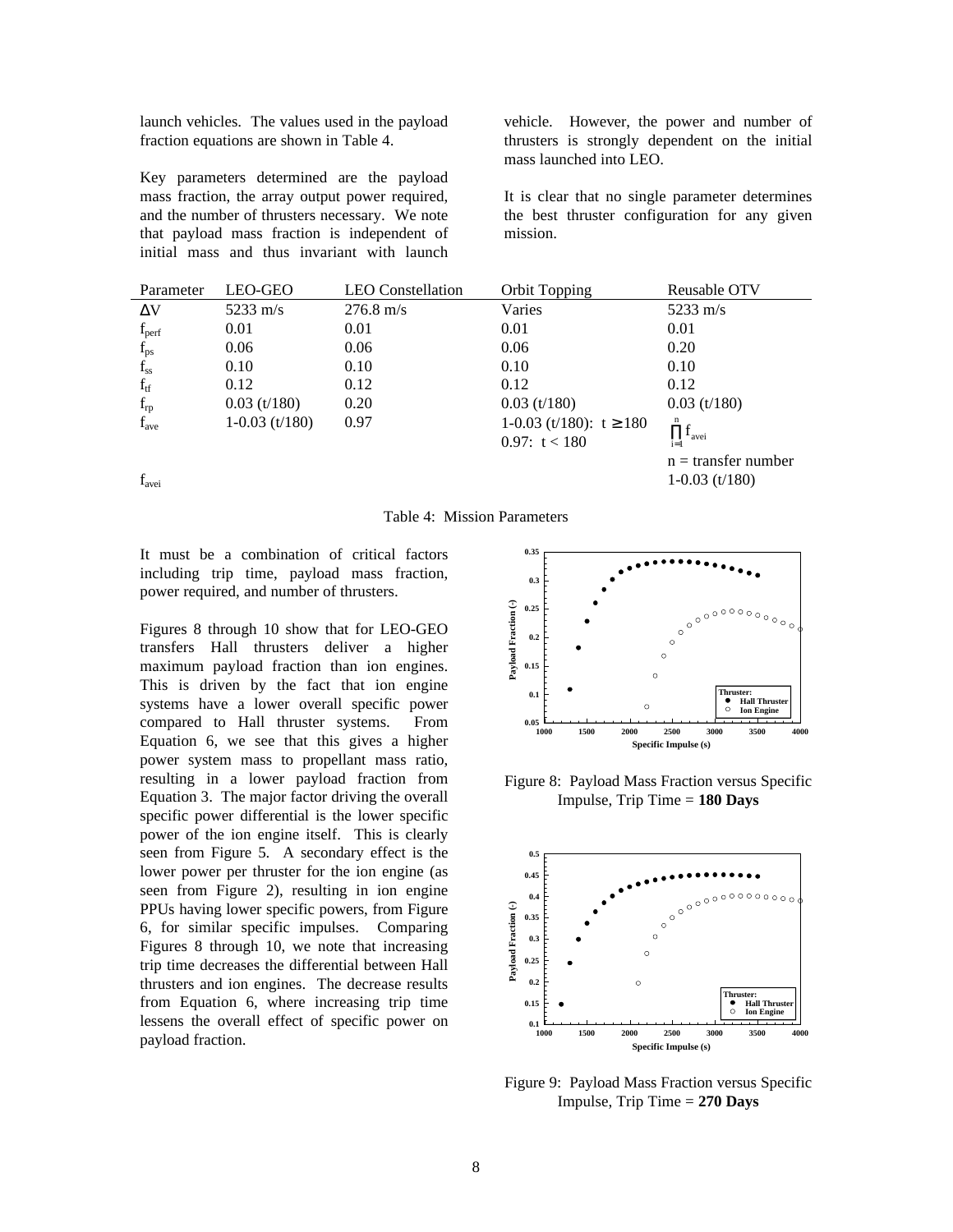launch vehicles. The values used in the payload fraction equations are shown in Table 4.

Key parameters determined are the payload mass fraction, the array output power required, and the number of thrusters necessary. We note that payload mass fraction is independent of initial mass and thus invariant with launch vehicle. However, the power and number of thrusters is strongly dependent on the initial mass launched into LEO.

It is clear that no single parameter determines the best thruster configuration for any given mission.

| Parameter | LEO-GEO | LEO Constellation | Orbit Topping | Reusable OTV |
|---|---|---|---|---|
| $\Delta V$ | 5233 m/s | 276.8 m/s | Varies | 5233 m/s |
| $f_{perf}$ | 0.01 | 0.01 | 0.01 | 0.01 |
| $f_{ps}$ | 0.06 | 0.06 | 0.06 | 0.20 |
| $f_{ss}$ | 0.10 | 0.10 | 0.10 | 0.10 |
| $f_{tf}$ | 0.12 | 0.12 | 0.12 | 0.12 |
| $f_{rp}$ | 0.03 (t/180) | 0.20 | 0.03 (t/180) | 0.03 (t/180) |
| $f_{ave}$ | 1-0.03 (t/180) | 0.97 | 1-0.03 (t/180): $t \geq 180$<br>0.97: $t < 180$ | $\prod_{i=1}^{n} f_{avei}$<br>n = transfer number |
| $f_{avei}$ | | | | 1-0.03 (t/180) |

Table 4: Mission Parameters

It must be a combination of critical factors including trip time, payload mass fraction, power required, and number of thrusters.

Figures 8 through 10 show that for LEO-GEO transfers Hall thrusters deliver a higher maximum payload fraction than ion engines. This is driven by the fact that ion engine systems have a lower overall specific power compared to Hall thruster systems. From Equation 6, we see that this gives a higher power system mass to propellant mass ratio, resulting in a lower payload fraction from Equation 3. The major factor driving the overall specific power differential is the lower specific power of the ion engine itself. This is clearly seen from Figure 5. A secondary effect is the lower power per thruster for the ion engine (as seen from Figure 2), resulting in ion engine PPUs having lower specific powers, from Figure 6, for similar specific impulses. Comparing Figures 8 through 10, we note that increasing trip time decreases the differential between Hall thrusters and ion engines. The decrease results from Equation 6, where increasing trip time lessens the overall effect of specific power on payload fraction.

Figure 8: Payload Mass Fraction versus Specific Impulse, Trip Time = **180 Days**

Figure 9: Payload Mass Fraction versus Specific Impulse, Trip Time = **270 Days**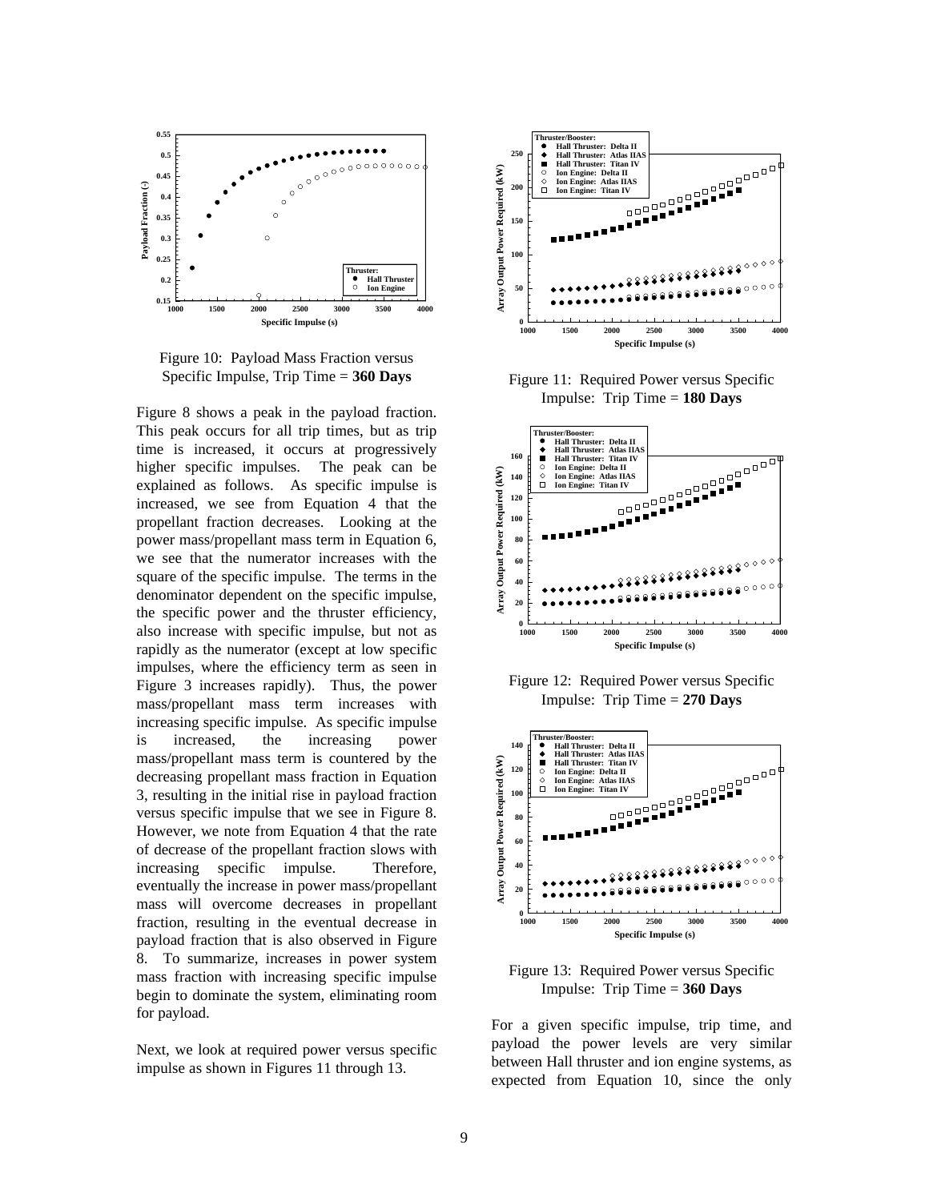Figure 10: Payload Mass Fraction versus Specific Impulse, Trip Time = **360 Days**

Figure 8 shows a peak in the payload fraction. This peak occurs for all trip times, but as trip time is increased, it occurs at progressively higher specific impulses. The peak can be explained as follows. As specific impulse is increased, we see from Equation 4 that the propellant fraction decreases. Looking at the power mass/propellant mass term in Equation 6, we see that the numerator increases with the square of the specific impulse. The terms in the denominator dependent on the specific impulse, the specific power and the thruster efficiency, also increase with specific impulse, but not as rapidly as the numerator (except at low specific impulses, where the efficiency term as seen in Figure 3 increases rapidly). Thus, the power mass/propellant mass term increases with increasing specific impulse. As specific impulse is increased, the increasing power mass/propellant mass term is countered by the decreasing propellant mass fraction in Equation 3, resulting in the initial rise in payload fraction versus specific impulse that we see in Figure 8. However, we note from Equation 4 that the rate of decrease of the propellant fraction slows with increasing specific impulse. Therefore, eventually the increase in power mass/propellant mass will overcome decreases in propellant fraction, resulting in the eventual decrease in payload fraction that is also observed in Figure 8. To summarize, increases in power system mass fraction with increasing specific impulse begin to dominate the system, eliminating room for payload.

Next, we look at required power versus specific impulse as shown in Figures 11 through 13.

Figure 11: Required Power versus Specific Impulse: Trip Time = **180 Days**

Figure 12: Required Power versus Specific Impulse: Trip Time = **270 Days**

Figure 13: Required Power versus Specific Impulse: Trip Time = **360 Days**

For a given specific impulse, trip time, and payload the power levels are very similar between Hall thruster and ion engine systems, as expected from Equation 10, since the only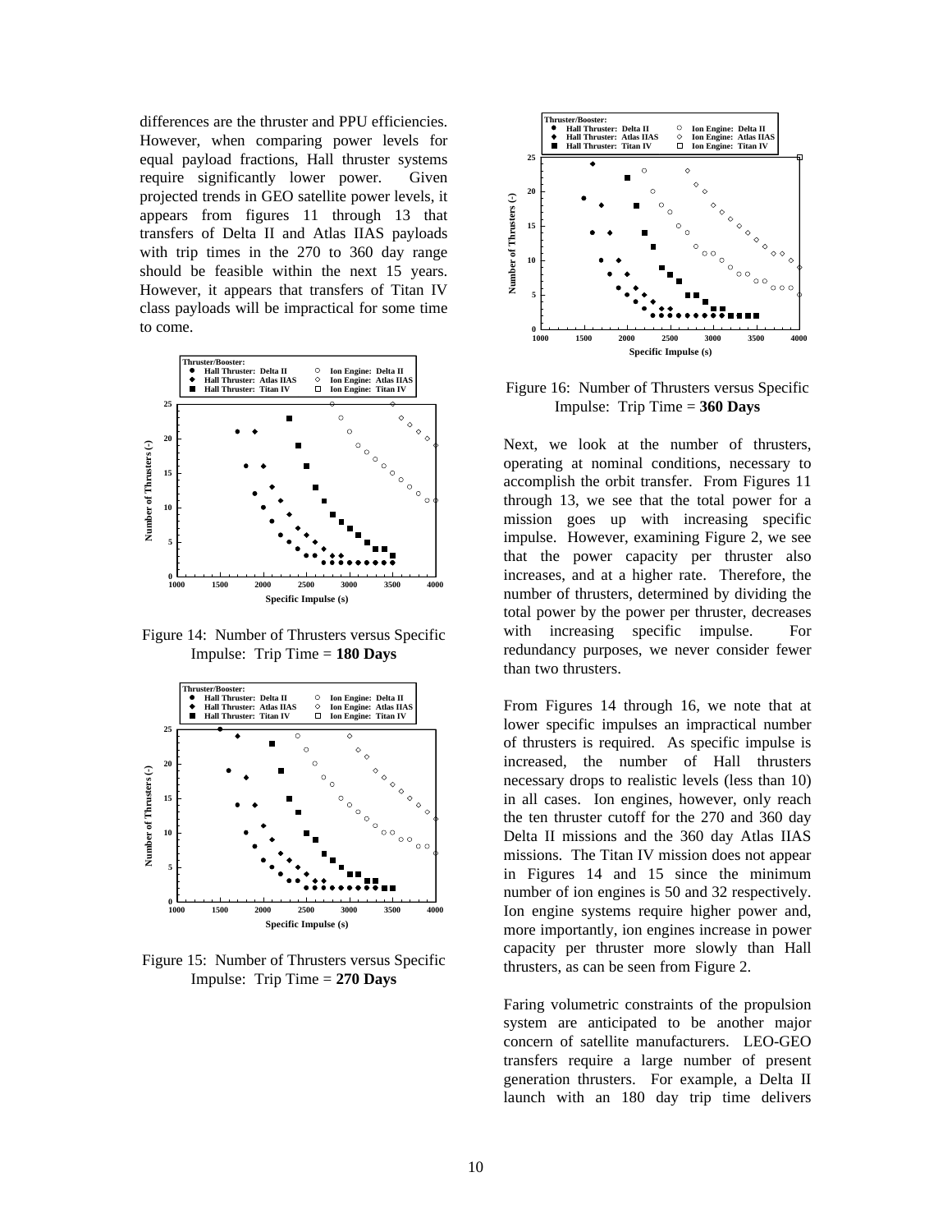differences are the thruster and PPU efficiencies. However, when comparing power levels for equal payload fractions, Hall thruster systems require significantly lower power. Given projected trends in GEO satellite power levels, it appears from figures 11 through 13 that transfers of Delta II and Atlas IIAS payloads with trip times in the 270 to 360 day range should be feasible within the next 15 years. However, it appears that transfers of Titan IV class payloads will be impractical for some time to come.

Figure 14: Number of Thrusters versus Specific Impulse: Trip Time = **180 Days**

Figure 15: Number of Thrusters versus Specific Impulse: Trip Time = **270 Days**

Figure 16: Number of Thrusters versus Specific Impulse: Trip Time = **360 Days**

Next, we look at the number of thrusters, operating at nominal conditions, necessary to accomplish the orbit transfer. From Figures 11 through 13, we see that the total power for a mission goes up with increasing specific impulse. However, examining Figure 2, we see that the power capacity per thruster also increases, and at a higher rate. Therefore, the number of thrusters, determined by dividing the total power by the power per thruster, decreases with increasing specific impulse. For redundancy purposes, we never consider fewer than two thrusters.

From Figures 14 through 16, we note that at lower specific impulses an impractical number of thrusters is required. As specific impulse is increased, the number of Hall thrusters necessary drops to realistic levels (less than 10) in all cases. Ion engines, however, only reach the ten thruster cutoff for the 270 and 360 day Delta II missions and the 360 day Atlas IIAS missions. The Titan IV mission does not appear in Figures 14 and 15 since the minimum number of ion engines is 50 and 32 respectively. Ion engine systems require higher power and, more importantly, ion engines increase in power capacity per thruster more slowly than Hall thrusters, as can be seen from Figure 2.

Faring volumetric constraints of the propulsion system are anticipated to be another major concern of satellite manufacturers. LEO-GEO transfers require a large number of present generation thrusters. For example, a Delta II launch with an 180 day trip time delivers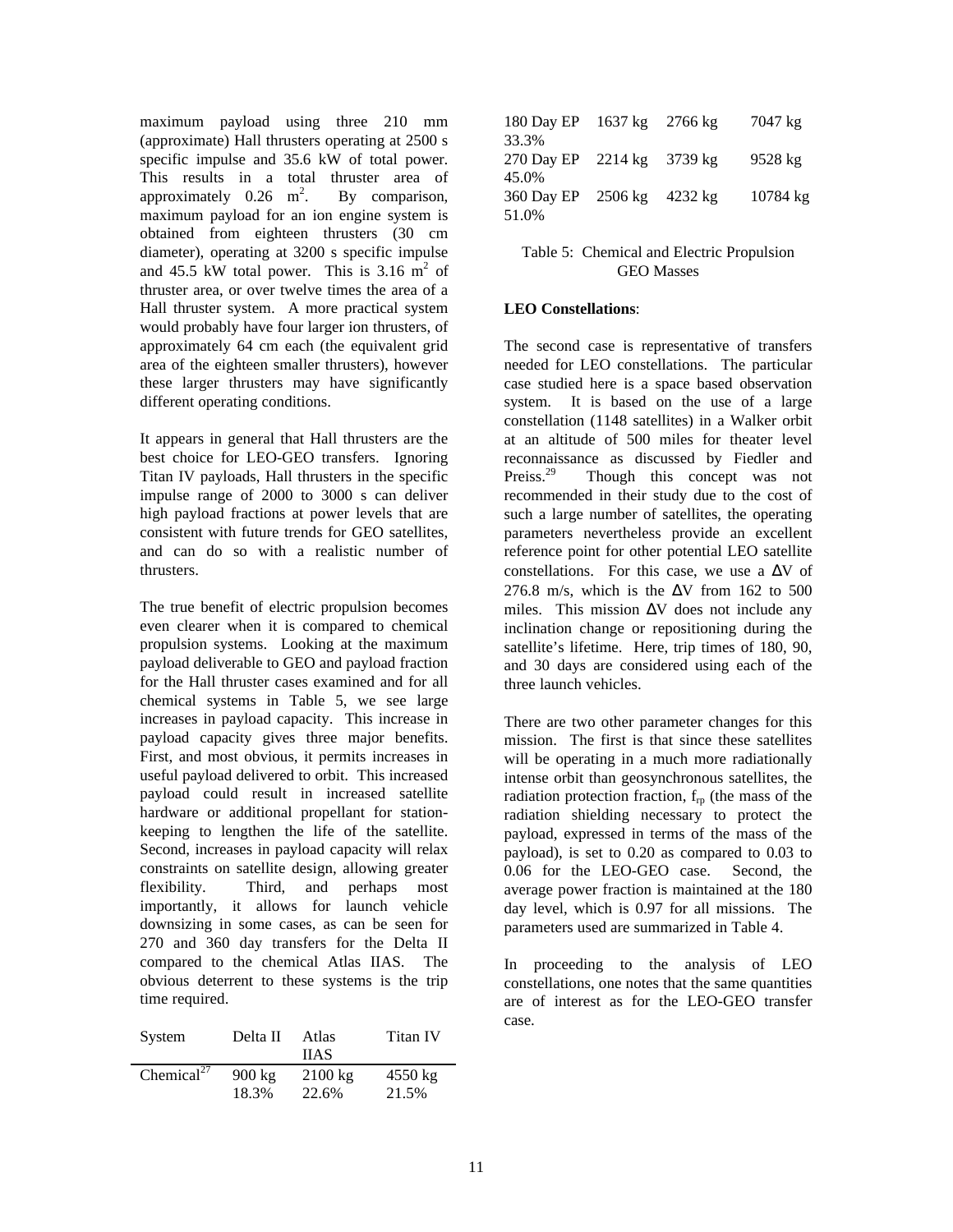maximum payload using three 210 mm (approximate) Hall thrusters operating at 2500 s specific impulse and 35.6 kW of total power. This results in a total thruster area of approximately 0.26 $m^2$. By comparison, maximum payload for an ion engine system is obtained from eighteen thrusters (30 cm diameter), operating at 3200 s specific impulse and 45.5 kW total power. This is 3.16 $m^2$ of thruster area, or over twelve times the area of a Hall thruster system. A more practical system would probably have four larger ion thrusters, of approximately 64 cm each (the equivalent grid area of the eighteen smaller thrusters), however these larger thrusters may have significantly different operating conditions.

It appears in general that Hall thrusters are the best choice for LEO-GEO transfers. Ignoring Titan IV payloads, Hall thrusters in the specific impulse range of 2000 to 3000 s can deliver high payload fractions at power levels that are consistent with future trends for GEO satellites, and can do so with a realistic number of thrusters.

The true benefit of electric propulsion becomes even clearer when it is compared to chemical propulsion systems. Looking at the maximum payload deliverable to GEO and payload fraction for the Hall thruster cases examined and for all chemical systems in Table 5, we see large increases in payload capacity. This increase in payload capacity gives three major benefits. First, and most obvious, it permits increases in useful payload delivered to orbit. This increased payload could result in increased satellite hardware or additional propellant for station-keeping to lengthen the life of the satellite. Second, increases in payload capacity will relax constraints on satellite design, allowing greater flexibility. Third, and perhaps most importantly, it allows for launch vehicle downsizing in some cases, as can be seen for 270 and 360 day transfers for the Delta II compared to the chemical Atlas IIAS. The obvious deterrent to these systems is the trip time required.

| System | Delta II | Atlas IIAS | Titan IV |
|---|---|---|---|
| Chemical[27] | 900 kg<br>18.3% | 2100 kg<br>22.6% | 4550 kg<br>21.5% |
| 180 Day EP | 1637 kg<br>33.3% | 2766 kg | 7047 kg |
| 270 Day EP | 2214 kg<br>45.0% | 3739 kg | 9528 kg |
| 360 Day EP | 2506 kg<br>51.0% | 4232 kg | 10784 kg |

Table 5: Chemical and Electric Propulsion GEO Masses

**LEO Constellations**:

The second case is representative of transfers needed for LEO constellations. The particular case studied here is a space based observation system. It is based on the use of a large constellation (1148 satellites) in a Walker orbit at an altitude of 500 miles for theater level reconnaissance as discussed by Fiedler and Preiss.[29] Though this concept was not recommended in their study due to the cost of such a large number of satellites, the operating parameters nevertheless provide an excellent reference point for other potential LEO satellite constellations. For this case, we use a $\Delta V$ of 276.8 m/s, which is the $\Delta V$ from 162 to 500 miles. This mission $\Delta V$ does not include any inclination change or repositioning during the satellite's lifetime. Here, trip times of 180, 90, and 30 days are considered using each of the three launch vehicles.

There are two other parameter changes for this mission. The first is that since these satellites will be operating in a much more radiationally intense orbit than geosynchronous satellites, the radiation protection fraction, $f_{rp}$ (the mass of the radiation shielding necessary to protect the payload, expressed in terms of the mass of the payload), is set to 0.20 as compared to 0.03 to 0.06 for the LEO-GEO case. Second, the average power fraction is maintained at the 180 day level, which is 0.97 for all missions. The parameters used are summarized in Table 4.

In proceeding to the analysis of LEO constellations, one notes that the same quantities are of interest as for the LEO-GEO transfer case.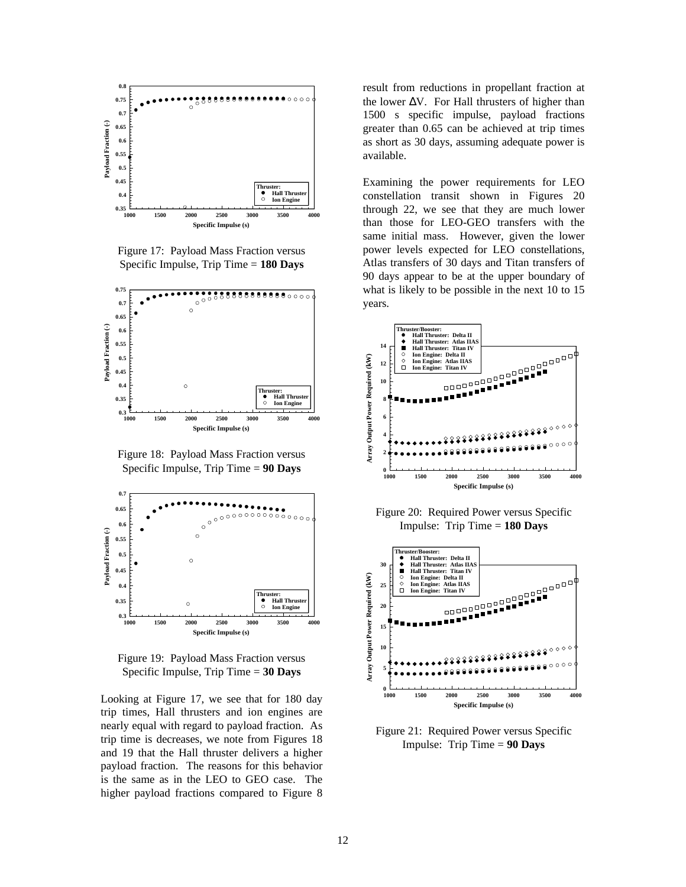Figure 17: Payload Mass Fraction versus Specific Impulse, Trip Time = **180 Days**

Figure 18: Payload Mass Fraction versus Specific Impulse, Trip Time = **90 Days**

Figure 19: Payload Mass Fraction versus Specific Impulse, Trip Time = **30 Days**

Looking at Figure 17, we see that for 180 day trip times, Hall thrusters and ion engines are nearly equal with regard to payload fraction. As trip time is decreases, we note from Figures 18 and 19 that the Hall thruster delivers a higher payload fraction. The reasons for this behavior is the same as in the LEO to GEO case. The higher payload fractions compared to Figure 8 result from reductions in propellant fraction at the lower $\Delta V$. For Hall thrusters of higher than 1500 s specific impulse, payload fractions greater than 0.65 can be achieved at trip times as short as 30 days, assuming adequate power is available.

Examining the power requirements for LEO constellation transit shown in Figures 20 through 22, we see that they are much lower than those for LEO-GEO transfers with the same initial mass. However, given the lower power levels expected for LEO constellations, Atlas transfers of 30 days and Titan transfers of 90 days appear to be at the upper boundary of what is likely to be possible in the next 10 to 15 years.

Figure 20: Required Power versus Specific Impulse: Trip Time = **180 Days**

Figure 21: Required Power versus Specific Impulse: Trip Time = **90 Days**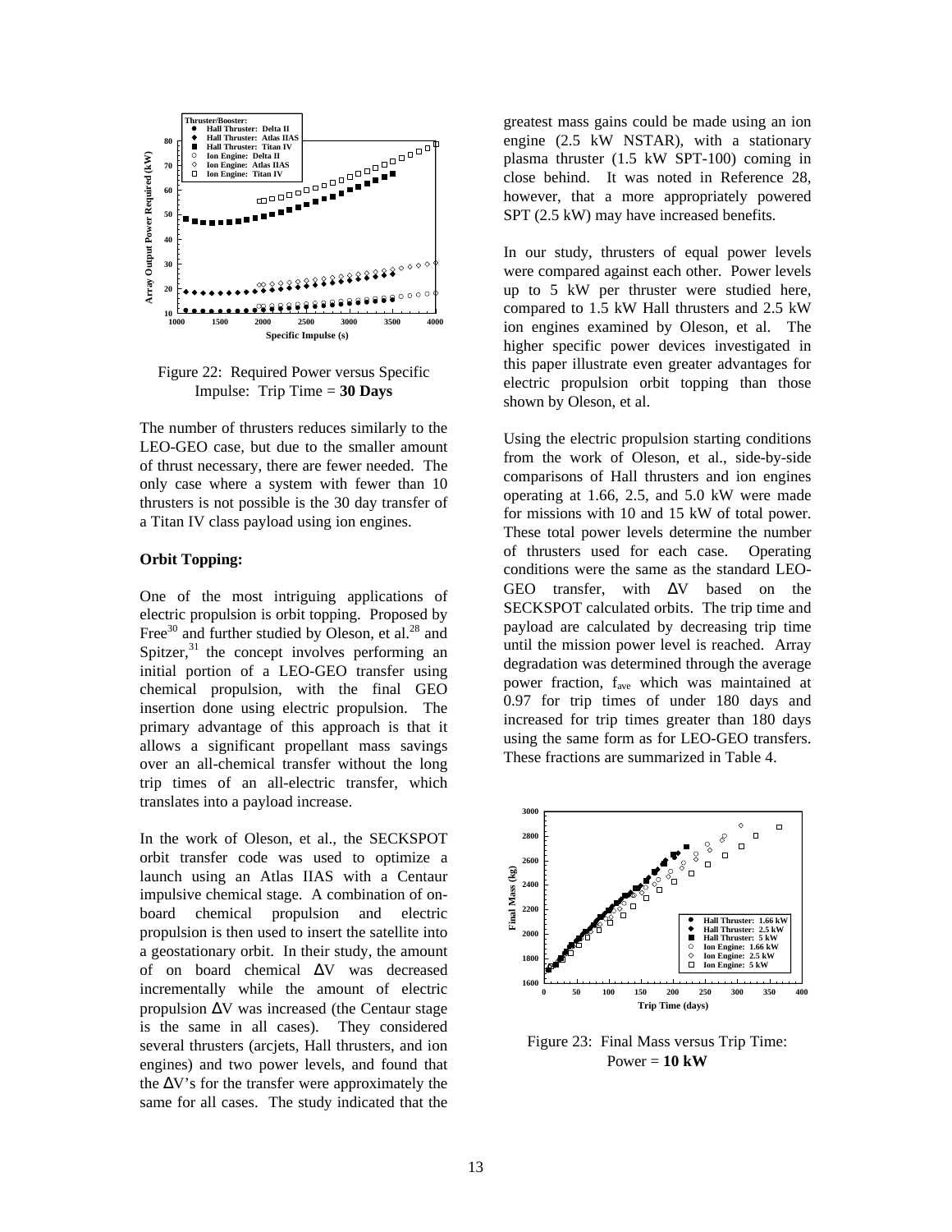Figure 22: Required Power versus Specific Impulse: Trip Time = **30 Days**

The number of thrusters reduces similarly to the LEO-GEO case, but due to the smaller amount of thrust necessary, there are fewer needed. The only case where a system with fewer than 10 thrusters is not possible is the 30 day transfer of a Titan IV class payload using ion engines.

**Orbit Topping:**

One of the most intriguing applications of electric propulsion is orbit topping. Proposed by Free[30] and further studied by Oleson, et al.[28] and Spitzer,[31] the concept involves performing an initial portion of a LEO-GEO transfer using chemical propulsion, with the final GEO insertion done using electric propulsion. The primary advantage of this approach is that it allows a significant propellant mass savings over an all-chemical transfer without the long trip times of an all-electric transfer, which translates into a payload increase.

In the work of Oleson, et al., the SECKSPOT orbit transfer code was used to optimize a launch using an Atlas IIAS with a Centaur impulsive chemical stage. A combination of on-board chemical propulsion and electric propulsion is then used to insert the satellite into a geostationary orbit. In their study, the amount of on board chemical $\Delta V$ was decreased incrementally while the amount of electric propulsion $\Delta V$ was increased (the Centaur stage is the same in all cases). They considered several thrusters (arcjets, Hall thrusters, and ion engines) and two power levels, and found that the $\Delta V$'s for the transfer were approximately the same for all cases. The study indicated that the greatest mass gains could be made using an ion engine (2.5 kW NSTAR), with a stationary plasma thruster (1.5 kW SPT-100) coming in close behind. It was noted in Reference 28, however, that a more appropriately powered SPT (2.5 kW) may have increased benefits.

In our study, thrusters of equal power levels were compared against each other. Power levels up to 5 kW per thruster were studied here, compared to 1.5 kW Hall thrusters and 2.5 kW ion engines examined by Oleson, et al. The higher specific power devices investigated in this paper illustrate even greater advantages for electric propulsion orbit topping than those shown by Oleson, et al.

Using the electric propulsion starting conditions from the work of Oleson, et al., side-by-side comparisons of Hall thrusters and ion engines operating at 1.66, 2.5, and 5.0 kW were made for missions with 10 and 15 kW of total power. These total power levels determine the number of thrusters used for each case. Operating conditions were the same as the standard LEO-GEO transfer, with $\Delta V$ based on the SECKSPOT calculated orbits. The trip time and payload are calculated by decreasing trip time until the mission power level is reached. Array degradation was determined through the average power fraction, $f_{ave}$ which was maintained at 0.97 for trip times of under 180 days and increased for trip times greater than 180 days using the same form as for LEO-GEO transfers. These fractions are summarized in Table 4.

Figure 23: Final Mass versus Trip Time: Power = **10 kW**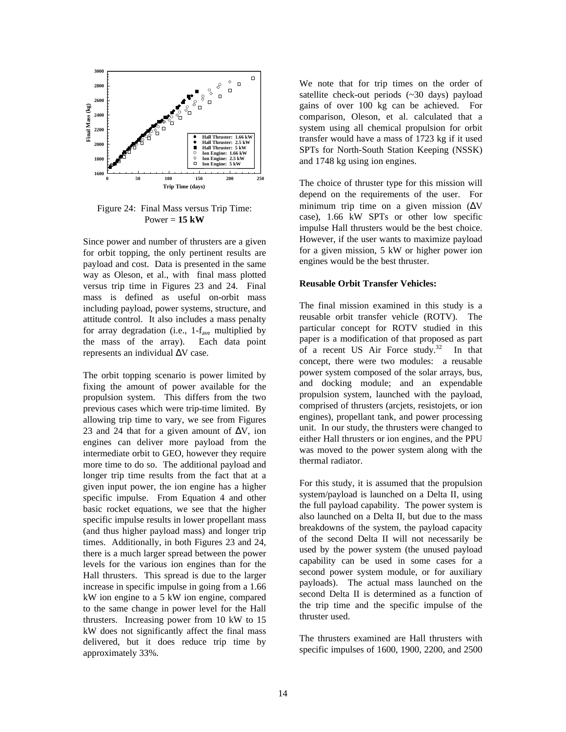Figure 24: Final Mass versus Trip Time: Power = **15 kW**

Since power and number of thrusters are a given for orbit topping, the only pertinent results are payload and cost. Data is presented in the same way as Oleson, et al., with final mass plotted versus trip time in Figures 23 and 24. Final mass is defined as useful on-orbit mass including payload, power systems, structure, and attitude control. It also includes a mass penalty for array degradation (i.e., 1-$f_{ave}$ multiplied by the mass of the array). Each data point represents an individual ΔV case.

The orbit topping scenario is power limited by fixing the amount of power available for the propulsion system. This differs from the two previous cases which were trip-time limited. By allowing trip time to vary, we see from Figures 23 and 24 that for a given amount of ΔV, ion engines can deliver more payload from the intermediate orbit to GEO, however they require more time to do so. The additional payload and longer trip time results from the fact that at a given input power, the ion engine has a higher specific impulse. From Equation 4 and other basic rocket equations, we see that the higher specific impulse results in lower propellant mass (and thus higher payload mass) and longer trip times. Additionally, in both Figures 23 and 24, there is a much larger spread between the power levels for the various ion engines than for the Hall thrusters. This spread is due to the larger increase in specific impulse in going from a 1.66 kW ion engine to a 5 kW ion engine, compared to the same change in power level for the Hall thrusters. Increasing power from 10 kW to 15 kW does not significantly affect the final mass delivered, but it does reduce trip time by approximately 33%.

We note that for trip times on the order of satellite check-out periods (~30 days) payload gains of over 100 kg can be achieved. For comparison, Oleson, et al. calculated that a system using all chemical propulsion for orbit transfer would have a mass of 1723 kg if it used SPTs for North-South Station Keeping (NSSK) and 1748 kg using ion engines.

The choice of thruster type for this mission will depend on the requirements of the user. For minimum trip time on a given mission (ΔV case), 1.66 kW SPTs or other low specific impulse Hall thrusters would be the best choice. However, if the user wants to maximize payload for a given mission, 5 kW or higher power ion engines would be the best thruster.

**Reusable Orbit Transfer Vehicles:**

The final mission examined in this study is a reusable orbit transfer vehicle (ROTV). The particular concept for ROTV studied in this paper is a modification of that proposed as part of a recent US Air Force study.[32] In that concept, there were two modules: a reusable power system composed of the solar arrays, bus, and docking module; and an expendable propulsion system, launched with the payload, comprised of thrusters (arcjets, resistojets, or ion engines), propellant tank, and power processing unit. In our study, the thrusters were changed to either Hall thrusters or ion engines, and the PPU was moved to the power system along with the thermal radiator.

For this study, it is assumed that the propulsion system/payload is launched on a Delta II, using the full payload capability. The power system is also launched on a Delta II, but due to the mass breakdowns of the system, the payload capacity of the second Delta II will not necessarily be used by the power system (the unused payload capability can be used in some cases for a second power system module, or for auxiliary payloads). The actual mass launched on the second Delta II is determined as a function of the trip time and the specific impulse of the thruster used.

The thrusters examined are Hall thrusters with specific impulses of 1600, 1900, 2200, and 2500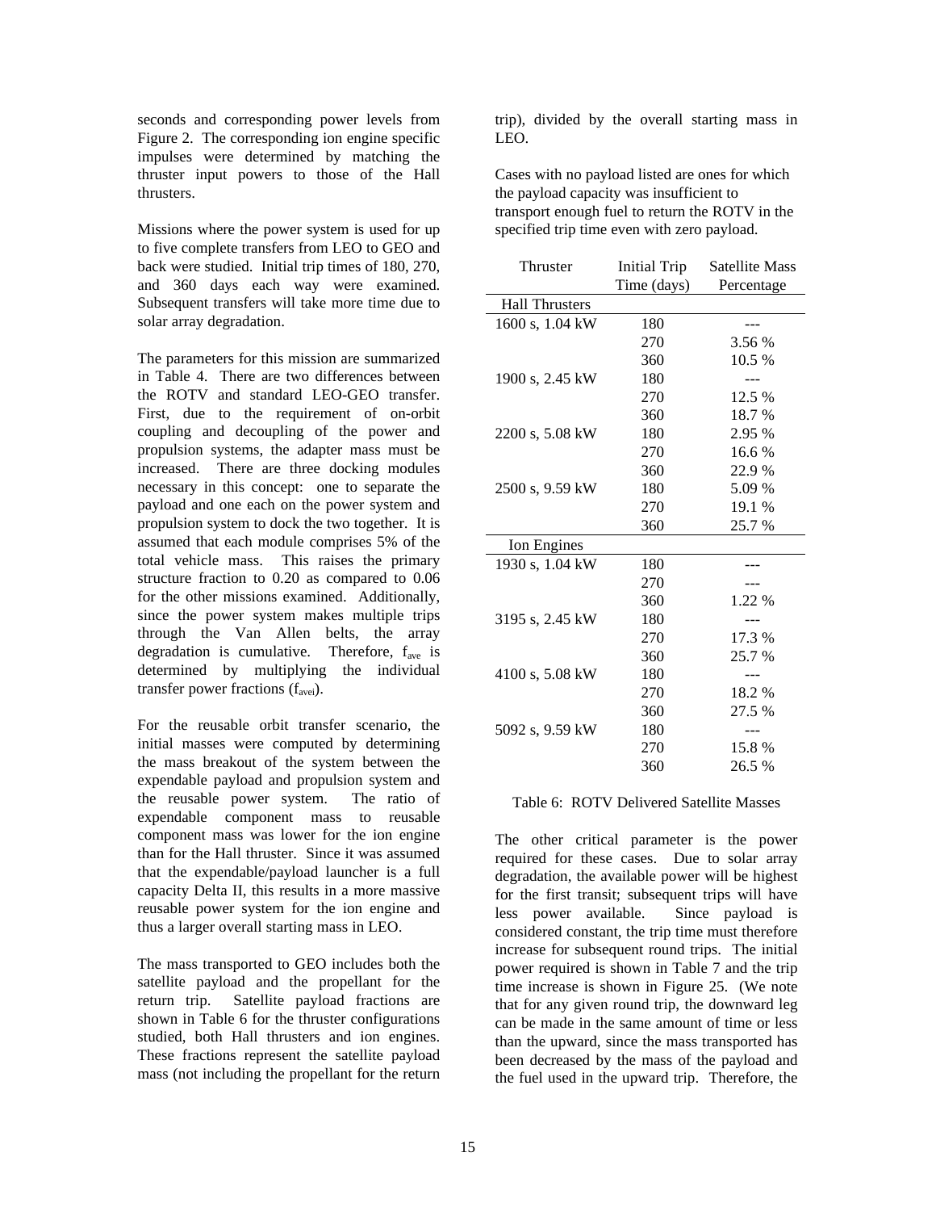seconds and corresponding power levels from Figure 2. The corresponding ion engine specific impulses were determined by matching the thruster input powers to those of the Hall thrusters.

Missions where the power system is used for up to five complete transfers from LEO to GEO and back were studied. Initial trip times of 180, 270, and 360 days each way were examined. Subsequent transfers will take more time due to solar array degradation.

The parameters for this mission are summarized in Table 4. There are two differences between the ROTV and standard LEO-GEO transfer. First, due to the requirement of on-orbit coupling and decoupling of the power and propulsion systems, the adapter mass must be increased. There are three docking modules necessary in this concept: one to separate the payload and one each on the power system and propulsion system to dock the two together. It is assumed that each module comprises 5% of the total vehicle mass. This raises the primary structure fraction to 0.20 as compared to 0.06 for the other missions examined. Additionally, since the power system makes multiple trips through the Van Allen belts, the array degradation is cumulative. Therefore, $f_{ave}$ is determined by multiplying the individual transfer power fractions ($f_{avei}$).

For the reusable orbit transfer scenario, the initial masses were computed by determining the mass breakout of the system between the expendable payload and propulsion system and the reusable power system. The ratio of expendable component mass to reusable component mass was lower for the ion engine than for the Hall thruster. Since it was assumed that the expendable/payload launcher is a full capacity Delta II, this results in a more massive reusable power system for the ion engine and thus a larger overall starting mass in LEO.

The mass transported to GEO includes both the satellite payload and the propellant for the return trip. Satellite payload fractions are shown in Table 6 for the thruster configurations studied, both Hall thrusters and ion engines. These fractions represent the satellite payload mass (not including the propellant for the return trip), divided by the overall starting mass in LEO.

Cases with no payload listed are ones for which the payload capacity was insufficient to transport enough fuel to return the ROTV in the specified trip time even with zero payload.

| Thruster | Initial Trip Time (days) | Satellite Mass Percentage |
|---|---|---|
| Hall Thrusters | | |
| 1600 s, 1.04 kW | 180 | --- |
| | 270 | 3.56 % |
| | 360 | 10.5 % |
| 1900 s, 2.45 kW | 180 | --- |
| | 270 | 12.5 % |
| | 360 | 18.7 % |
| 2200 s, 5.08 kW | 180 | 2.95 % |
| | 270 | 16.6 % |
| | 360 | 22.9 % |
| 2500 s, 9.59 kW | 180 | 5.09 % |
| | 270 | 19.1 % |
| | 360 | 25.7 % |
| Ion Engines | | |
| 1930 s, 1.04 kW | 180 | --- |
| | 270 | --- |
| | 360 | 1.22 % |
| 3195 s, 2.45 kW | 180 | --- |
| | 270 | 17.3 % |
| | 360 | 25.7 % |
| 4100 s, 5.08 kW | 180 | --- |
| | 270 | 18.2 % |
| | 360 | 27.5 % |
| 5092 s, 9.59 kW | 180 | --- |
| | 270 | 15.8 % |
| | 360 | 26.5 % |

Table 6: ROTV Delivered Satellite Masses

The other critical parameter is the power required for these cases. Due to solar array degradation, the available power will be highest for the first transit; subsequent trips will have less power available. Since payload is considered constant, the trip time must therefore increase for subsequent round trips. The initial power required is shown in Table 7 and the trip time increase is shown in Figure 25. (We note that for any given round trip, the downward leg can be made in the same amount of time or less than the upward, since the mass transported has been decreased by the mass of the payload and the fuel used in the upward trip. Therefore, the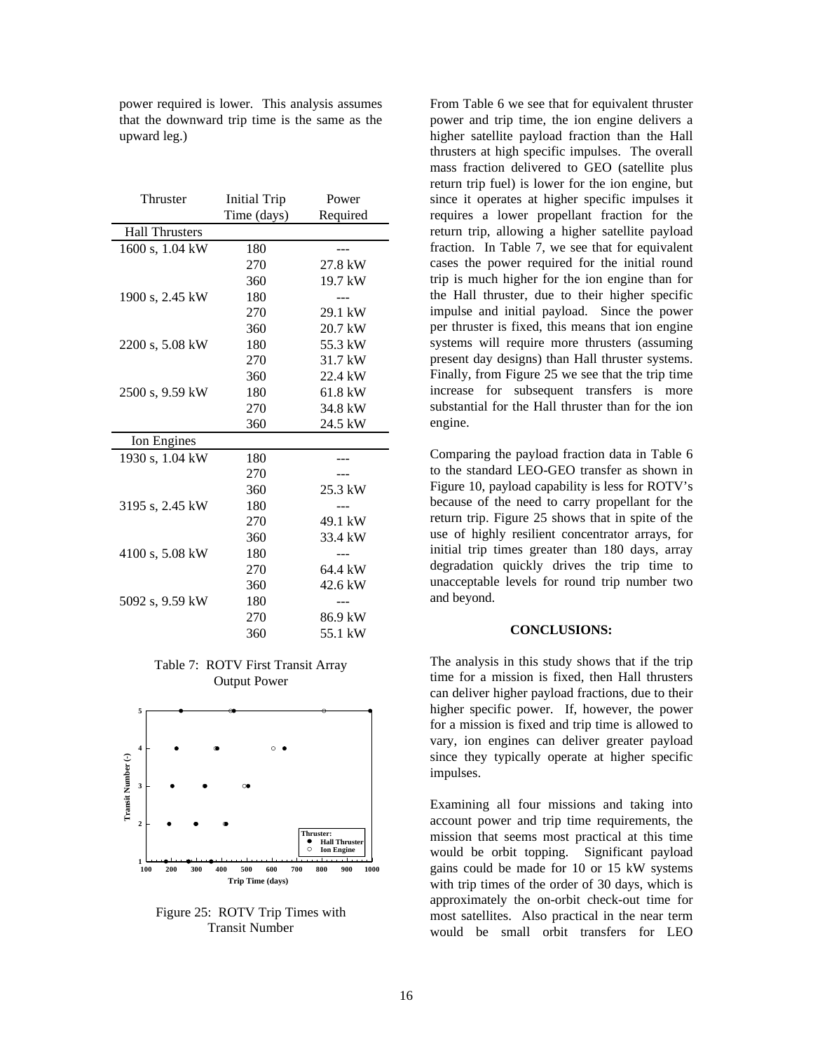power required is lower. This analysis assumes that the downward trip time is the same as the upward leg.)

| Thruster | Initial Trip Time (days) | Power Required |
|---|---|---|
| **Hall Thrusters** | | |
| 1600 s, 1.04 kW | 180 | --- |
| | 270 | 27.8 kW |
| | 360 | 19.7 kW |
| 1900 s, 2.45 kW | 180 | --- |
| | 270 | 29.1 kW |
| | 360 | 20.7 kW |
| 2200 s, 5.08 kW | 180 | 55.3 kW |
| | 270 | 31.7 kW |
| | 360 | 22.4 kW |
| 2500 s, 9.59 kW | 180 | 61.8 kW |
| | 270 | 34.8 kW |
| | 360 | 24.5 kW |
| **Ion Engines** | | |
| 1930 s, 1.04 kW | 180 | --- |
| | 270 | --- |
| | 360 | 25.3 kW |
| 3195 s, 2.45 kW | 180 | --- |
| | 270 | 49.1 kW |
| | 360 | 33.4 kW |
| 4100 s, 5.08 kW | 180 | --- |
| | 270 | 64.4 kW |
| | 360 | 42.6 kW |
| 5092 s, 9.59 kW | 180 | --- |
| | 270 | 86.9 kW |
| | 360 | 55.1 kW |

Table 7: ROTV First Transit Array Output Power

Figure 25: ROTV Trip Times with Transit Number

From Table 6 we see that for equivalent thruster power and trip time, the ion engine delivers a higher satellite payload fraction than the Hall thrusters at high specific impulses. The overall mass fraction delivered to GEO (satellite plus return trip fuel) is lower for the ion engine, but since it operates at higher specific impulses it requires a lower propellant fraction for the return trip, allowing a higher satellite payload fraction. In Table 7, we see that for equivalent cases the power required for the initial round trip is much higher for the ion engine than for the Hall thruster, due to their higher specific impulse and initial payload. Since the power per thruster is fixed, this means that ion engine systems will require more thrusters (assuming present day designs) than Hall thruster systems. Finally, from Figure 25 we see that the trip time increase for subsequent transfers is more substantial for the Hall thruster than for the ion engine.

Comparing the payload fraction data in Table 6 to the standard LEO-GEO transfer as shown in Figure 10, payload capability is less for ROTV's because of the need to carry propellant for the return trip. Figure 25 shows that in spite of the use of highly resilient concentrator arrays, for initial trip times greater than 180 days, array degradation quickly drives the trip time to unacceptable levels for round trip number two and beyond.

## CONCLUSIONS:

The analysis in this study shows that if the trip time for a mission is fixed, then Hall thrusters can deliver higher payload fractions, due to their higher specific power. If, however, the power for a mission is fixed and trip time is allowed to vary, ion engines can deliver greater payload since they typically operate at higher specific impulses.

Examining all four missions and taking into account power and trip time requirements, the mission that seems most practical at this time would be orbit topping. Significant payload gains could be made for 10 or 15 kW systems with trip times of the order of 30 days, which is approximately the on-orbit check-out time for most satellites. Also practical in the near term would be small orbit transfers for LEO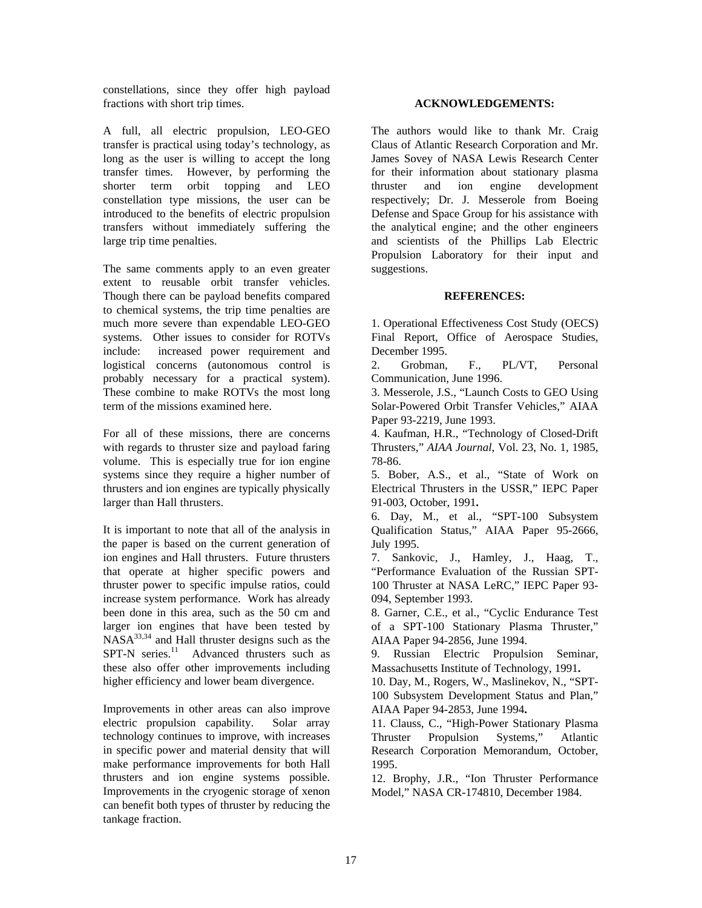constellations, since they offer high payload fractions with short trip times.

A full, all electric propulsion, LEO-GEO transfer is practical using today's technology, as long as the user is willing to accept the long transfer times. However, by performing the shorter term orbit topping and LEO constellation type missions, the user can be introduced to the benefits of electric propulsion transfers without immediately suffering the large trip time penalties.

The same comments apply to an even greater extent to reusable orbit transfer vehicles. Though there can be payload benefits compared to chemical systems, the trip time penalties are much more severe than expendable LEO-GEO systems. Other issues to consider for ROTVs include: increased power requirement and logistical concerns (autonomous control is probably necessary for a practical system). These combine to make ROTVs the most long term of the missions examined here.

For all of these missions, there are concerns with regards to thruster size and payload faring volume. This is especially true for ion engine systems since they require a higher number of thrusters and ion engines are typically physically larger than Hall thrusters.

It is important to note that all of the analysis in the paper is based on the current generation of ion engines and Hall thrusters. Future thrusters that operate at higher specific powers and thruster power to specific impulse ratios, could increase system performance. Work has already been done in this area, such as the 50 cm and larger ion engines that have been tested by NASA[33,34] and Hall thruster designs such as the SPT-N series.[11] Advanced thrusters such as these also offer other improvements including higher efficiency and lower beam divergence.

Improvements in other areas can also improve electric propulsion capability. Solar array technology continues to improve, with increases in specific power and material density that will make performance improvements for both Hall thrusters and ion engine systems possible. Improvements in the cryogenic storage of xenon can benefit both types of thruster by reducing the tankage fraction.

## ACKNOWLEDGEMENTS:

The authors would like to thank Mr. Craig Claus of Atlantic Research Corporation and Mr. James Sovey of NASA Lewis Research Center for their information about stationary plasma thruster and ion engine development respectively; Dr. J. Messerole from Boeing Defense and Space Group for his assistance with the analytical engine; and the other engineers and scientists of the Phillips Lab Electric Propulsion Laboratory for their input and suggestions.

## REFERENCES:

1. Operational Effectiveness Cost Study (OECS) Final Report, Office of Aerospace Studies, December 1995.
2. Grobman, F., PL/VT, Personal Communication, June 1996.
3. Messerole, J.S., "Launch Costs to GEO Using Solar-Powered Orbit Transfer Vehicles," AIAA Paper 93-2219, June 1993.
4. Kaufman, H.R., "Technology of Closed-Drift Thrusters," *AIAA Journal*, Vol. 23, No. 1, 1985, 78-86.
5. Bober, A.S., et al., "State of Work on Electrical Thrusters in the USSR," IEPC Paper 91-003, October, 1991**.**
6. Day, M., et al., "SPT-100 Subsystem Qualification Status," AIAA Paper 95-2666, July 1995.
7. Sankovic, J., Hamley, J., Haag, T., "Performance Evaluation of the Russian SPT-100 Thruster at NASA LeRC," IEPC Paper 93-094, September 1993.
8. Garner, C.E., et al., "Cyclic Endurance Test of a SPT-100 Stationary Plasma Thruster," AIAA Paper 94-2856, June 1994.
9. Russian Electric Propulsion Seminar, Massachusetts Institute of Technology, 1991**.**
10. Day, M., Rogers, W., Maslinekov, N., "SPT-100 Subsystem Development Status and Plan," AIAA Paper 94-2853, June 1994**.**
11. Clauss, C., "High-Power Stationary Plasma Thruster Propulsion Systems," Atlantic Research Corporation Memorandum, October, 1995.
12. Brophy, J.R., "Ion Thruster Performance Model," NASA CR-174810, December 1984.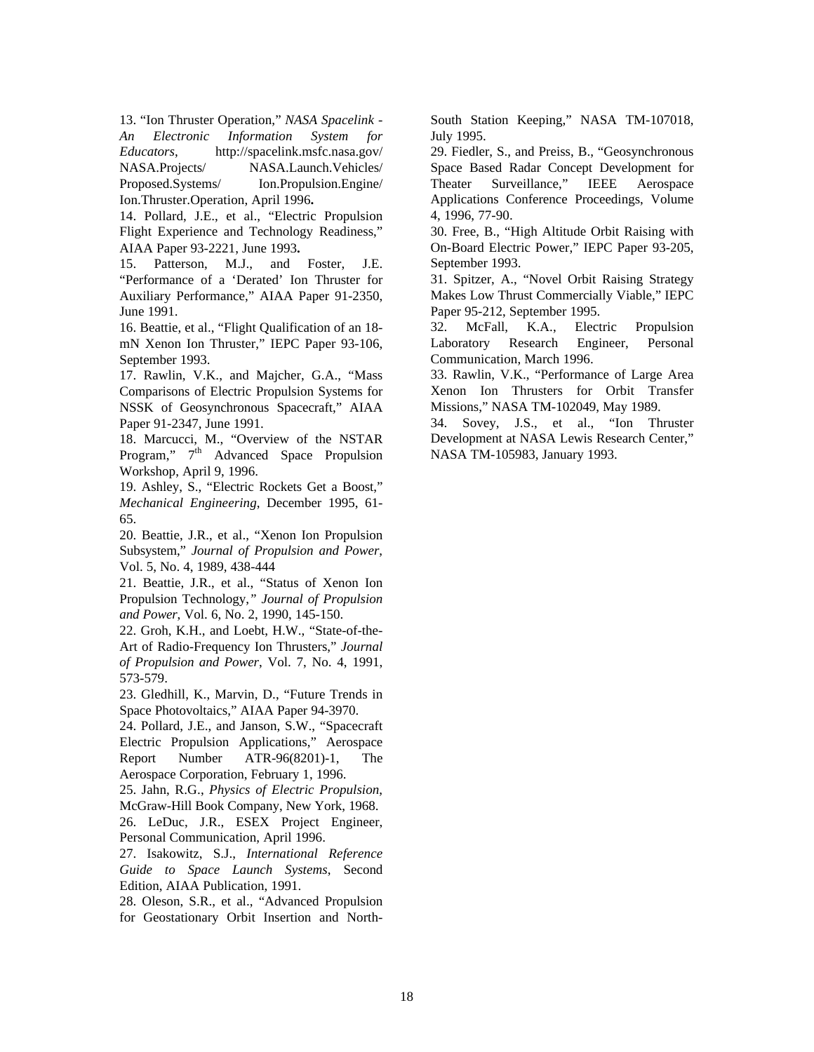13. "Ion Thruster Operation," *NASA Spacelink - An Electronic Information System for Educators*, http://spacelink.msfc.nasa.gov/ NASA.Projects/ NASA.Launch.Vehicles/ Proposed.Systems/ Ion.Propulsion.Engine/ Ion.Thruster.Operation, April 1996**.**

14. Pollard, J.E., et al., "Electric Propulsion Flight Experience and Technology Readiness," AIAA Paper 93-2221, June 1993**.**

15. Patterson, M.J., and Foster, J.E. "Performance of a 'Derated' Ion Thruster for Auxiliary Performance," AIAA Paper 91-2350, June 1991.

16. Beattie, et al., "Flight Qualification of an 18-mN Xenon Ion Thruster," IEPC Paper 93-106, September 1993.

17. Rawlin, V.K., and Majcher, G.A., "Mass Comparisons of Electric Propulsion Systems for NSSK of Geosynchronous Spacecraft," AIAA Paper 91-2347, June 1991.

18. Marcucci, M., "Overview of the NSTAR Program," 7th Advanced Space Propulsion Workshop, April 9, 1996.

19. Ashley, S., "Electric Rockets Get a Boost," *Mechanical Engineering*, December 1995, 61-65.

20. Beattie, J.R., et al., "Xenon Ion Propulsion Subsystem," *Journal of Propulsion and Power*, Vol. 5, No. 4, 1989, 438-444

21. Beattie, J.R., et al., "Status of Xenon Ion Propulsion Technology," *Journal of Propulsion and Power*, Vol. 6, No. 2, 1990, 145-150.

22. Groh, K.H., and Loebt, H.W., "State-of-the-Art of Radio-Frequency Ion Thrusters," *Journal of Propulsion and Power*, Vol. 7, No. 4, 1991, 573-579.

23. Gledhill, K., Marvin, D., "Future Trends in Space Photovoltaics," AIAA Paper 94-3970.

24. Pollard, J.E., and Janson, S.W., "Spacecraft Electric Propulsion Applications," Aerospace Report Number ATR-96(8201)-1, The Aerospace Corporation, February 1, 1996.

25. Jahn, R.G., *Physics of Electric Propulsion*, McGraw-Hill Book Company, New York, 1968.

26. LeDuc, J.R., ESEX Project Engineer, Personal Communication, April 1996.

27. Isakowitz, S.J., *International Reference Guide to Space Launch Systems*, Second Edition, AIAA Publication, 1991.

28. Oleson, S.R., et al., "Advanced Propulsion for Geostationary Orbit Insertion and North-South Station Keeping," NASA TM-107018, July 1995.

29. Fiedler, S., and Preiss, B., "Geosynchronous Space Based Radar Concept Development for Theater Surveillance," IEEE Aerospace Applications Conference Proceedings, Volume 4, 1996, 77-90.

30. Free, B., "High Altitude Orbit Raising with On-Board Electric Power," IEPC Paper 93-205, September 1993.

31. Spitzer, A., "Novel Orbit Raising Strategy Makes Low Thrust Commercially Viable," IEPC Paper 95-212, September 1995.

32. McFall, K.A., Electric Propulsion Laboratory Research Engineer, Personal Communication, March 1996.

33. Rawlin, V.K., "Performance of Large Area Xenon Ion Thrusters for Orbit Transfer Missions," NASA TM-102049, May 1989.

34. Sovey, J.S., et al., "Ion Thruster Development at NASA Lewis Research Center," NASA TM-105983, January 1993.